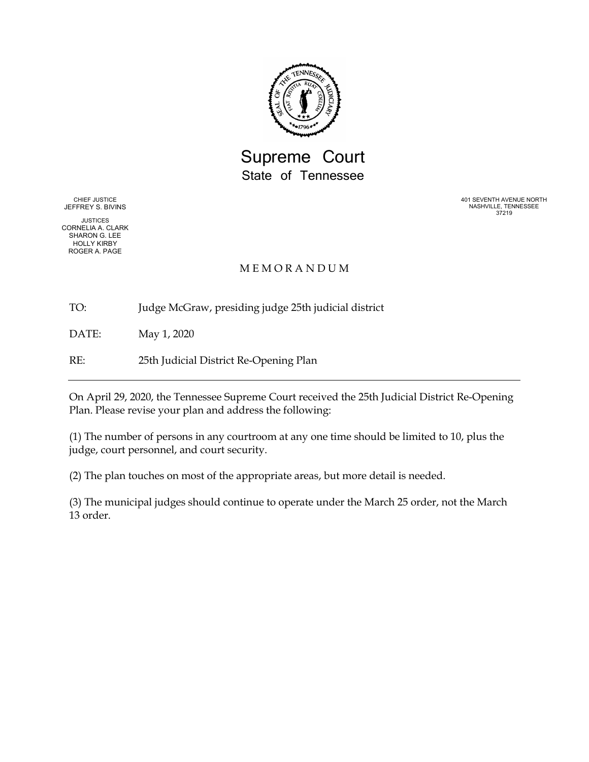# Supreme Court
## State of Tennessee

CHIEF JUSTICE
JEFFREY S. BIVINS

JUSTICES
CORNELIA A. CLARK
SHARON G. LEE
HOLLY KIRBY
ROGER A. PAGE

401 SEVENTH AVENUE NORTH
NASHVILLE, TENNESSEE
37219

### M E M O R A N D U M

TO: Judge McGraw, presiding judge 25th judicial district

DATE: May 1, 2020

RE: 25th Judicial District Re-Opening Plan

---

On April 29, 2020, the Tennessee Supreme Court received the 25th Judicial District Re-Opening Plan. Please revise your plan and address the following:

(1) The number of persons in any courtroom at any one time should be limited to 10, plus the judge, court personnel, and court security.

(2) The plan touches on most of the appropriate areas, but more detail is needed.

(3) The municipal judges should continue to operate under the March 25 order, not the March 13 order.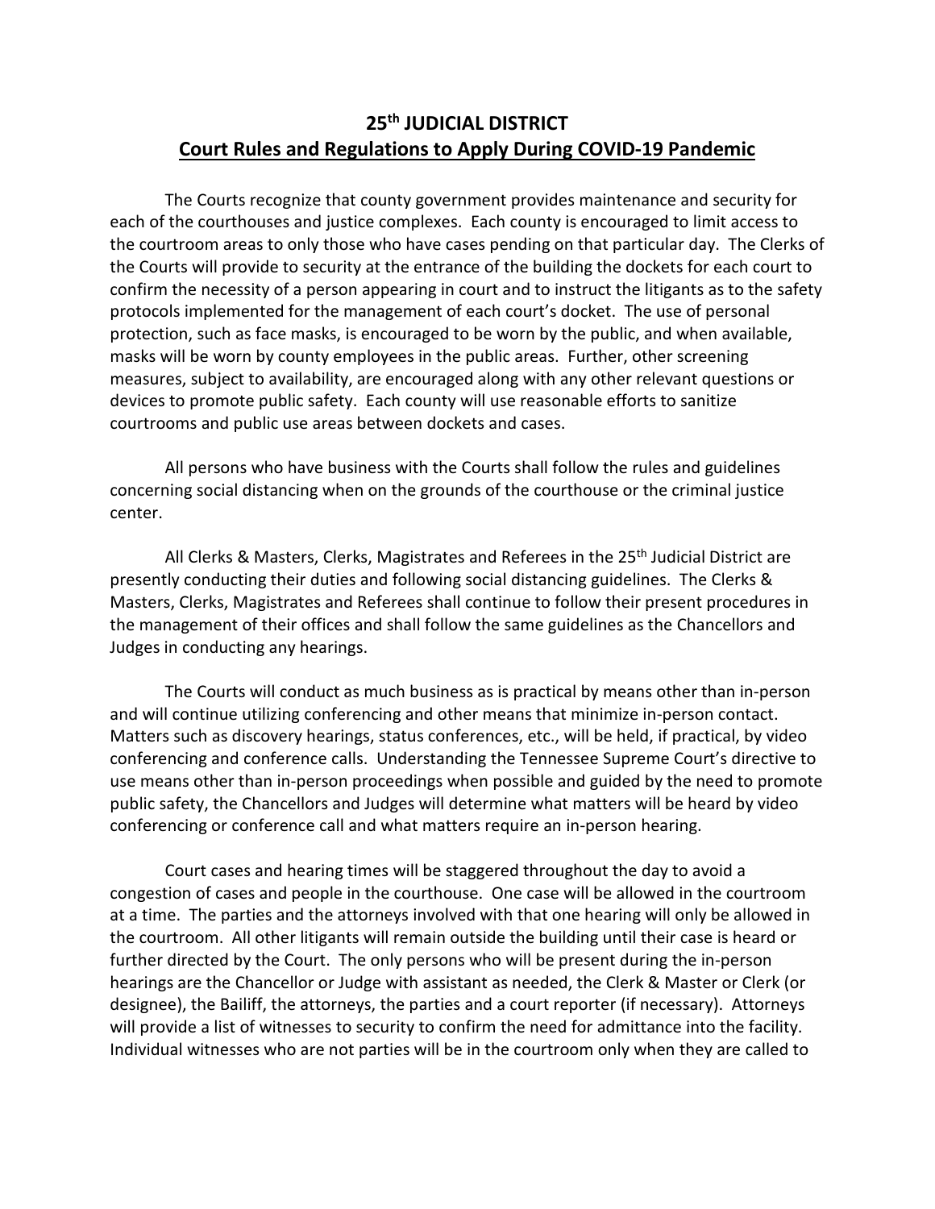# 25th JUDICIAL DISTRICT

## Court Rules and Regulations to Apply During COVID-19 Pandemic

The Courts recognize that county government provides maintenance and security for each of the courthouses and justice complexes. Each county is encouraged to limit access to the courtroom areas to only those who have cases pending on that particular day. The Clerks of the Courts will provide to security at the entrance of the building the dockets for each court to confirm the necessity of a person appearing in court and to instruct the litigants as to the safety protocols implemented for the management of each court's docket. The use of personal protection, such as face masks, is encouraged to be worn by the public, and when available, masks will be worn by county employees in the public areas. Further, other screening measures, subject to availability, are encouraged along with any other relevant questions or devices to promote public safety. Each county will use reasonable efforts to sanitize courtrooms and public use areas between dockets and cases.

All persons who have business with the Courts shall follow the rules and guidelines concerning social distancing when on the grounds of the courthouse or the criminal justice center.

All Clerks & Masters, Clerks, Magistrates and Referees in the 25th Judicial District are presently conducting their duties and following social distancing guidelines. The Clerks & Masters, Clerks, Magistrates and Referees shall continue to follow their present procedures in the management of their offices and shall follow the same guidelines as the Chancellors and Judges in conducting any hearings.

The Courts will conduct as much business as is practical by means other than in-person and will continue utilizing conferencing and other means that minimize in-person contact. Matters such as discovery hearings, status conferences, etc., will be held, if practical, by video conferencing and conference calls. Understanding the Tennessee Supreme Court's directive to use means other than in-person proceedings when possible and guided by the need to promote public safety, the Chancellors and Judges will determine what matters will be heard by video conferencing or conference call and what matters require an in-person hearing.

Court cases and hearing times will be staggered throughout the day to avoid a congestion of cases and people in the courthouse. One case will be allowed in the courtroom at a time. The parties and the attorneys involved with that one hearing will only be allowed in the courtroom. All other litigants will remain outside the building until their case is heard or further directed by the Court. The only persons who will be present during the in-person hearings are the Chancellor or Judge with assistant as needed, the Clerk & Master or Clerk (or designee), the Bailiff, the attorneys, the parties and a court reporter (if necessary). Attorneys will provide a list of witnesses to security to confirm the need for admittance into the facility. Individual witnesses who are not parties will be in the courtroom only when they are called to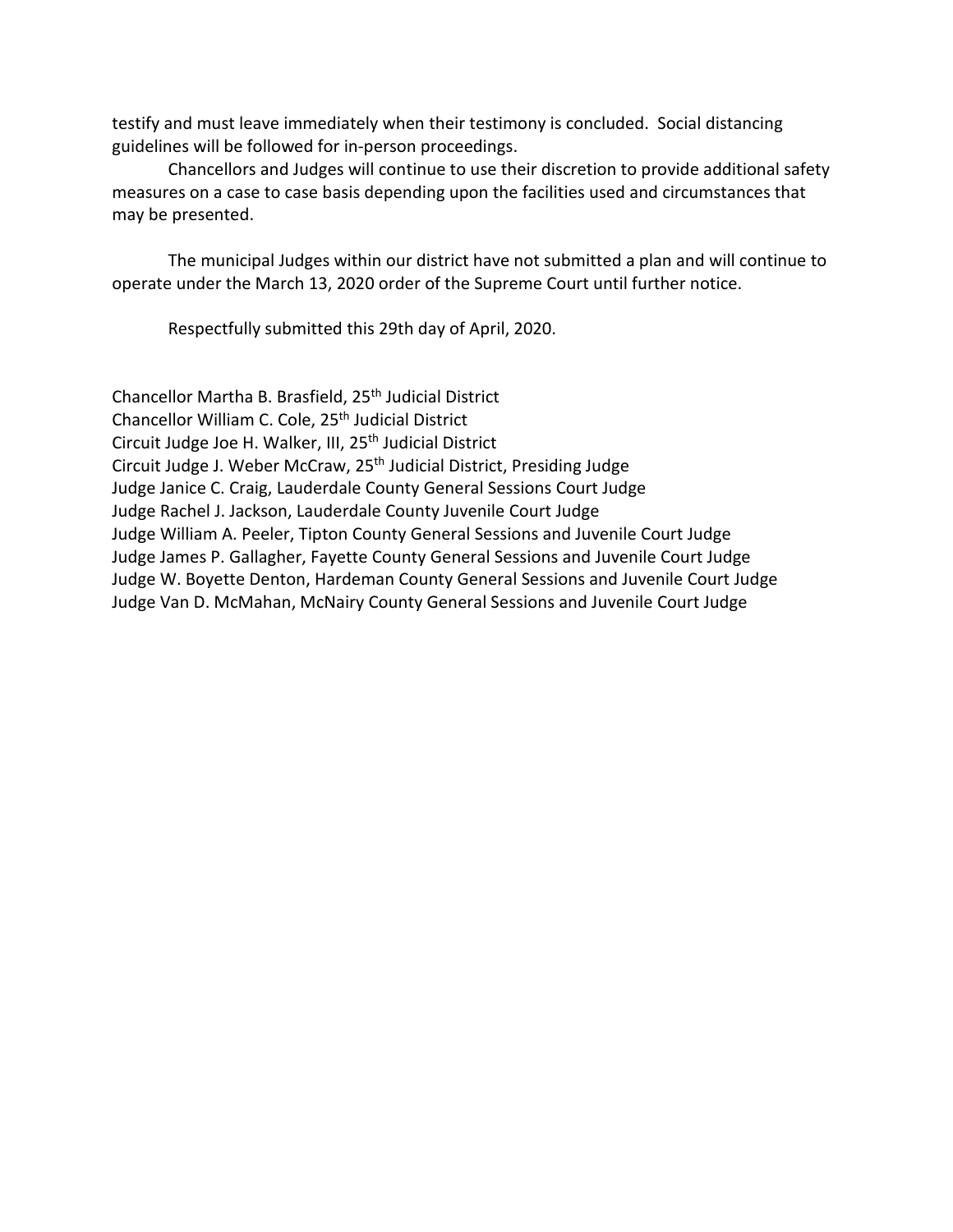testify and must leave immediately when their testimony is concluded. Social distancing guidelines will be followed for in-person proceedings.

Chancellors and Judges will continue to use their discretion to provide additional safety measures on a case to case basis depending upon the facilities used and circumstances that may be presented.

The municipal Judges within our district have not submitted a plan and will continue to operate under the March 13, 2020 order of the Supreme Court until further notice.

Respectfully submitted this 29th day of April, 2020.

Chancellor Martha B. Brasfield, 25th Judicial District
Chancellor William C. Cole, 25th Judicial District
Circuit Judge Joe H. Walker, III, 25th Judicial District
Circuit Judge J. Weber McCraw, 25th Judicial District, Presiding Judge
Judge Janice C. Craig, Lauderdale County General Sessions Court Judge
Judge Rachel J. Jackson, Lauderdale County Juvenile Court Judge
Judge William A. Peeler, Tipton County General Sessions and Juvenile Court Judge
Judge James P. Gallagher, Fayette County General Sessions and Juvenile Court Judge
Judge W. Boyette Denton, Hardeman County General Sessions and Juvenile Court Judge
Judge Van D. McMahan, McNairy County General Sessions and Juvenile Court Judge